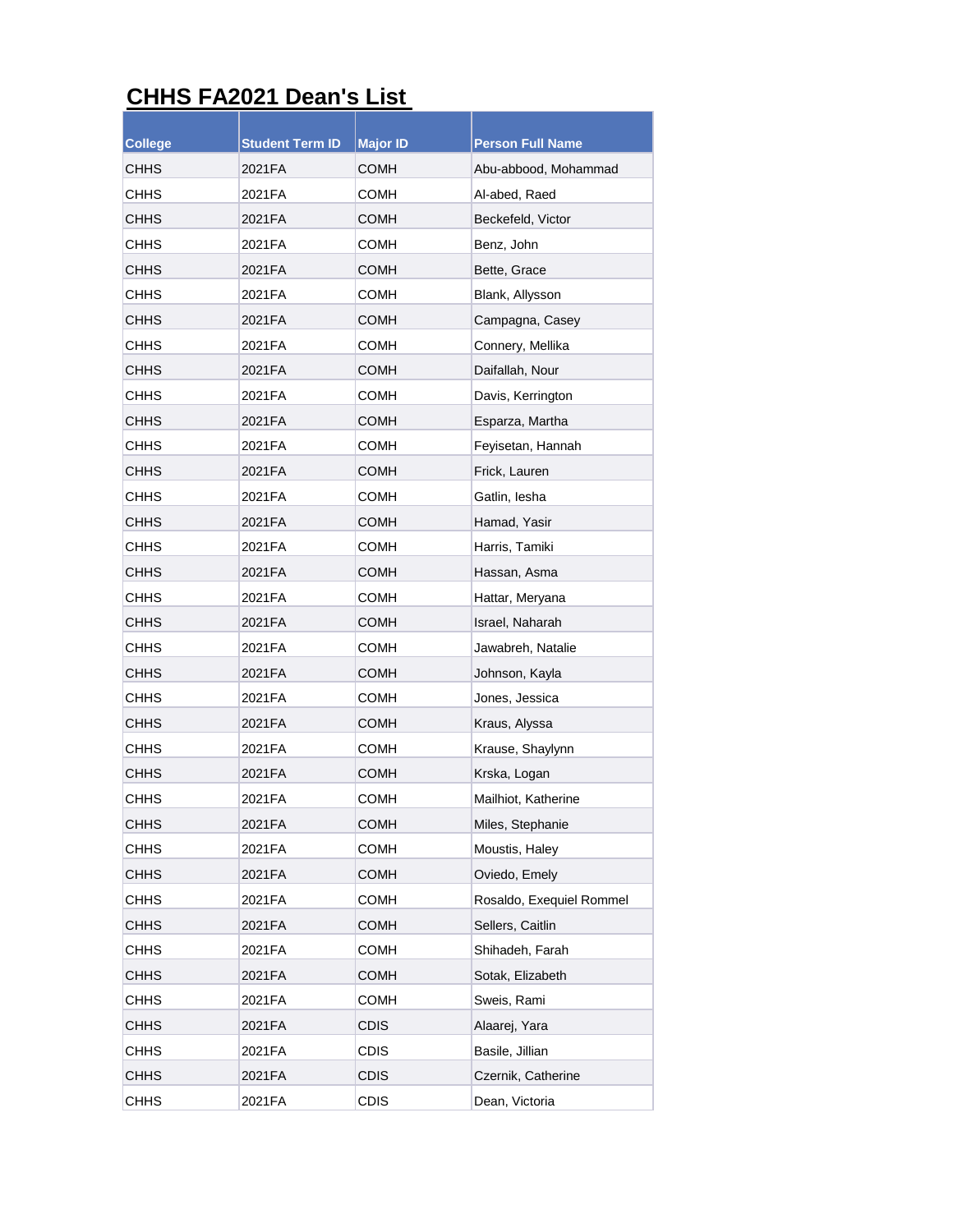# CHHS FA2021 Dean's List

| College | Student Term ID | Major ID | Person Full Name |
|---|---|---|---|
| CHHS | 2021FA | COMH | Abu-abbood, Mohammad |
| CHHS | 2021FA | COMH | Al-abed, Raed |
| CHHS | 2021FA | COMH | Beckefeld, Victor |
| CHHS | 2021FA | COMH | Benz, John |
| CHHS | 2021FA | COMH | Bette, Grace |
| CHHS | 2021FA | COMH | Blank, Allysson |
| CHHS | 2021FA | COMH | Campagna, Casey |
| CHHS | 2021FA | COMH | Connery, Mellika |
| CHHS | 2021FA | COMH | Daifallah, Nour |
| CHHS | 2021FA | COMH | Davis, Kerrington |
| CHHS | 2021FA | COMH | Esparza, Martha |
| CHHS | 2021FA | COMH | Feyisetan, Hannah |
| CHHS | 2021FA | COMH | Frick, Lauren |
| CHHS | 2021FA | COMH | Gatlin, Iesha |
| CHHS | 2021FA | COMH | Hamad, Yasir |
| CHHS | 2021FA | COMH | Harris, Tamiki |
| CHHS | 2021FA | COMH | Hassan, Asma |
| CHHS | 2021FA | COMH | Hattar, Meryana |
| CHHS | 2021FA | COMH | Israel, Naharah |
| CHHS | 2021FA | COMH | Jawabreh, Natalie |
| CHHS | 2021FA | COMH | Johnson, Kayla |
| CHHS | 2021FA | COMH | Jones, Jessica |
| CHHS | 2021FA | COMH | Kraus, Alyssa |
| CHHS | 2021FA | COMH | Krause, Shaylynn |
| CHHS | 2021FA | COMH | Krska, Logan |
| CHHS | 2021FA | COMH | Mailhiot, Katherine |
| CHHS | 2021FA | COMH | Miles, Stephanie |
| CHHS | 2021FA | COMH | Moustis, Haley |
| CHHS | 2021FA | COMH | Oviedo, Emely |
| CHHS | 2021FA | COMH | Rosaldo, Exequiel Rommel |
| CHHS | 2021FA | COMH | Sellers, Caitlin |
| CHHS | 2021FA | COMH | Shihadeh, Farah |
| CHHS | 2021FA | COMH | Sotak, Elizabeth |
| CHHS | 2021FA | COMH | Sweis, Rami |
| CHHS | 2021FA | CDIS | Alaarej, Yara |
| CHHS | 2021FA | CDIS | Basile, Jillian |
| CHHS | 2021FA | CDIS | Czernik, Catherine |
| CHHS | 2021FA | CDIS | Dean, Victoria |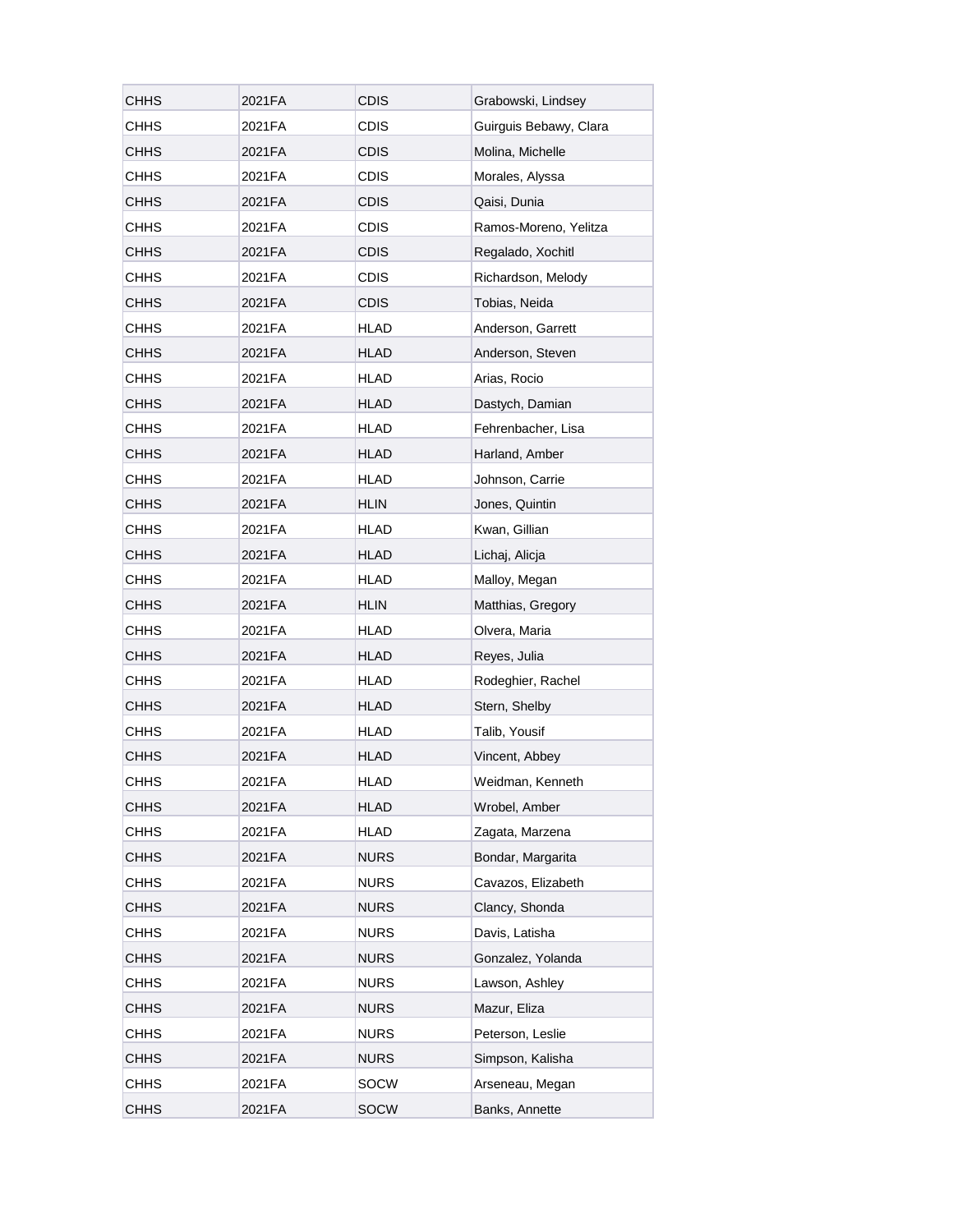| CHHS | 2021FA | CDIS | Grabowski, Lindsey |
|---|---|---|---|
| CHHS | 2021FA | CDIS | Guirguis Bebawy, Clara |
| CHHS | 2021FA | CDIS | Molina, Michelle |
| CHHS | 2021FA | CDIS | Morales, Alyssa |
| CHHS | 2021FA | CDIS | Qaisi, Dunia |
| CHHS | 2021FA | CDIS | Ramos-Moreno, Yelitza |
| CHHS | 2021FA | CDIS | Regalado, Xochitl |
| CHHS | 2021FA | CDIS | Richardson, Melody |
| CHHS | 2021FA | CDIS | Tobias, Neida |
| CHHS | 2021FA | HLAD | Anderson, Garrett |
| CHHS | 2021FA | HLAD | Anderson, Steven |
| CHHS | 2021FA | HLAD | Arias, Rocio |
| CHHS | 2021FA | HLAD | Dastych, Damian |
| CHHS | 2021FA | HLAD | Fehrenbacher, Lisa |
| CHHS | 2021FA | HLAD | Harland, Amber |
| CHHS | 2021FA | HLAD | Johnson, Carrie |
| CHHS | 2021FA | HLIN | Jones, Quintin |
| CHHS | 2021FA | HLAD | Kwan, Gillian |
| CHHS | 2021FA | HLAD | Lichaj, Alicja |
| CHHS | 2021FA | HLAD | Malloy, Megan |
| CHHS | 2021FA | HLIN | Matthias, Gregory |
| CHHS | 2021FA | HLAD | Olvera, Maria |
| CHHS | 2021FA | HLAD | Reyes, Julia |
| CHHS | 2021FA | HLAD | Rodeghier, Rachel |
| CHHS | 2021FA | HLAD | Stern, Shelby |
| CHHS | 2021FA | HLAD | Talib, Yousif |
| CHHS | 2021FA | HLAD | Vincent, Abbey |
| CHHS | 2021FA | HLAD | Weidman, Kenneth |
| CHHS | 2021FA | HLAD | Wrobel, Amber |
| CHHS | 2021FA | HLAD | Zagata, Marzena |
| CHHS | 2021FA | NURS | Bondar, Margarita |
| CHHS | 2021FA | NURS | Cavazos, Elizabeth |
| CHHS | 2021FA | NURS | Clancy, Shonda |
| CHHS | 2021FA | NURS | Davis, Latisha |
| CHHS | 2021FA | NURS | Gonzalez, Yolanda |
| CHHS | 2021FA | NURS | Lawson, Ashley |
| CHHS | 2021FA | NURS | Mazur, Eliza |
| CHHS | 2021FA | NURS | Peterson, Leslie |
| CHHS | 2021FA | NURS | Simpson, Kalisha |
| CHHS | 2021FA | SOCW | Arseneau, Megan |
| CHHS | 2021FA | SOCW | Banks, Annette |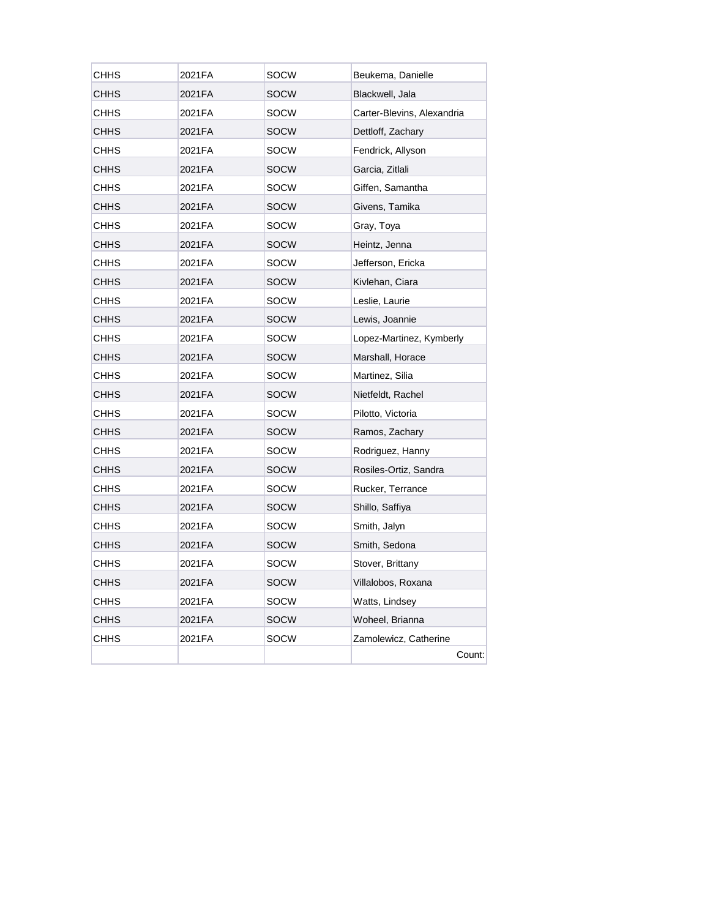| | | | |
|---|---|---|---|
| CHHS | 2021FA | SOCW | Beukema, Danielle |
| CHHS | 2021FA | SOCW | Blackwell, Jala |
| CHHS | 2021FA | SOCW | Carter-Blevins, Alexandria |
| CHHS | 2021FA | SOCW | Dettloff, Zachary |
| CHHS | 2021FA | SOCW | Fendrick, Allyson |
| CHHS | 2021FA | SOCW | Garcia, Zitlali |
| CHHS | 2021FA | SOCW | Giffen, Samantha |
| CHHS | 2021FA | SOCW | Givens, Tamika |
| CHHS | 2021FA | SOCW | Gray, Toya |
| CHHS | 2021FA | SOCW | Heintz, Jenna |
| CHHS | 2021FA | SOCW | Jefferson, Ericka |
| CHHS | 2021FA | SOCW | Kivlehan, Ciara |
| CHHS | 2021FA | SOCW | Leslie, Laurie |
| CHHS | 2021FA | SOCW | Lewis, Joannie |
| CHHS | 2021FA | SOCW | Lopez-Martinez, Kymberly |
| CHHS | 2021FA | SOCW | Marshall, Horace |
| CHHS | 2021FA | SOCW | Martinez, Silia |
| CHHS | 2021FA | SOCW | Nietfeldt, Rachel |
| CHHS | 2021FA | SOCW | Pilotto, Victoria |
| CHHS | 2021FA | SOCW | Ramos, Zachary |
| CHHS | 2021FA | SOCW | Rodriguez, Hanny |
| CHHS | 2021FA | SOCW | Rosiles-Ortiz, Sandra |
| CHHS | 2021FA | SOCW | Rucker, Terrance |
| CHHS | 2021FA | SOCW | Shillo, Saffiya |
| CHHS | 2021FA | SOCW | Smith, Jalyn |
| CHHS | 2021FA | SOCW | Smith, Sedona |
| CHHS | 2021FA | SOCW | Stover, Brittany |
| CHHS | 2021FA | SOCW | Villalobos, Roxana |
| CHHS | 2021FA | SOCW | Watts, Lindsey |
| CHHS | 2021FA | SOCW | Woheel, Brianna |
| CHHS | 2021FA | SOCW | Zamolewicz, Catherine |
| | | | Count: |